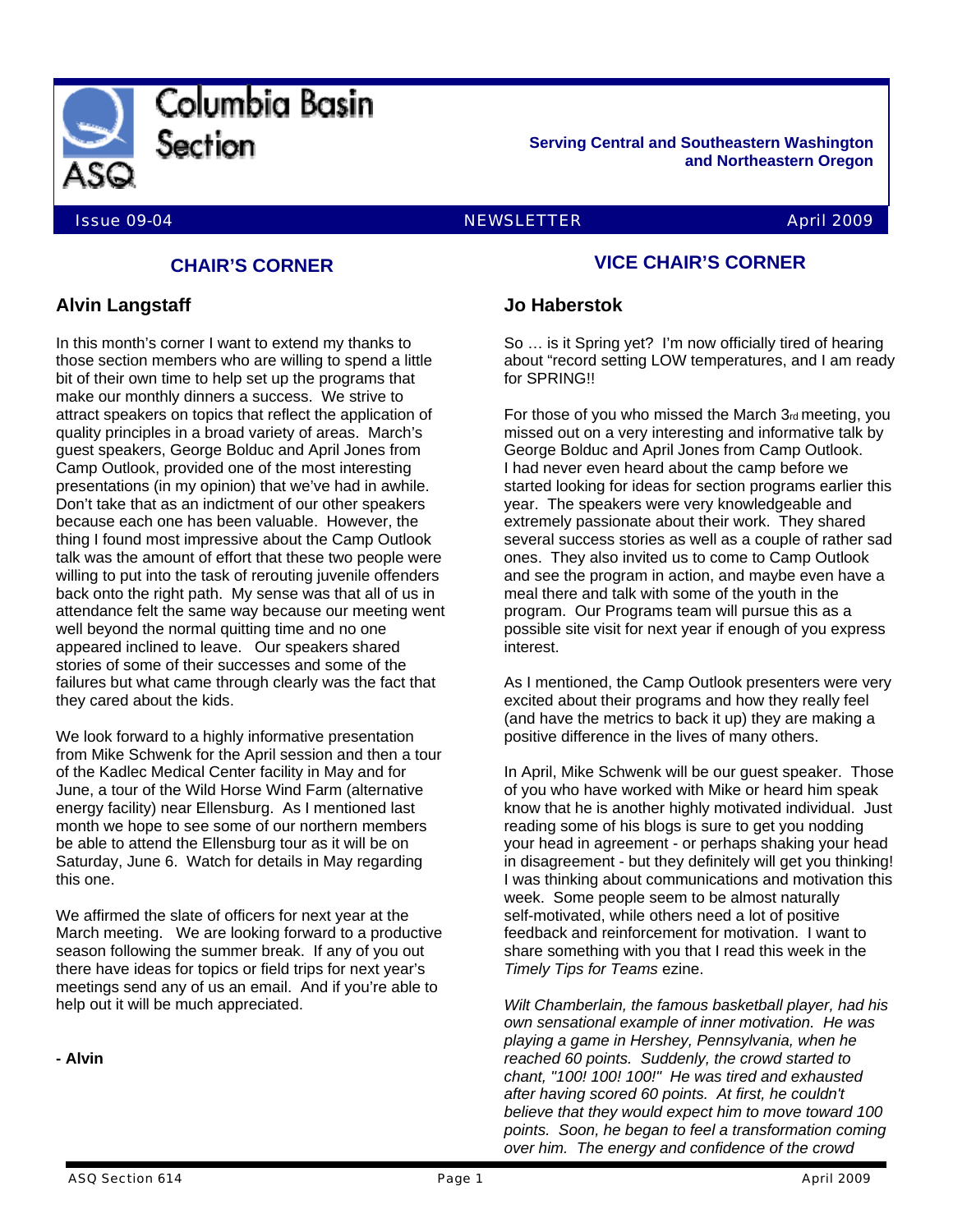# Columbia Basin Section

**Serving Central and Southeastern Washington and Northeastern Oregon**

Issue 09-04 NEWSLETTER April 2009

## CHAIR'S CORNER

### Alvin Langstaff

In this month's corner I want to extend my thanks to those section members who are willing to spend a little bit of their own time to help set up the programs that make our monthly dinners a success. We strive to attract speakers on topics that reflect the application of quality principles in a broad variety of areas. March's guest speakers, George Bolduc and April Jones from Camp Outlook, provided one of the most interesting presentations (in my opinion) that we've had in awhile. Don't take that as an indictment of our other speakers because each one has been valuable. However, the thing I found most impressive about the Camp Outlook talk was the amount of effort that these two people were willing to put into the task of rerouting juvenile offenders back onto the right path. My sense was that all of us in attendance felt the same way because our meeting went well beyond the normal quitting time and no one appeared inclined to leave. Our speakers shared stories of some of their successes and some of the failures but what came through clearly was the fact that they cared about the kids.

We look forward to a highly informative presentation from Mike Schwenk for the April session and then a tour of the Kadlec Medical Center facility in May and for June, a tour of the Wild Horse Wind Farm (alternative energy facility) near Ellensburg. As I mentioned last month we hope to see some of our northern members be able to attend the Ellensburg tour as it will be on Saturday, June 6. Watch for details in May regarding this one.

We affirmed the slate of officers for next year at the March meeting. We are looking forward to a productive season following the summer break. If any of you out there have ideas for topics or field trips for next year's meetings send any of us an email. And if you're able to help out it will be much appreciated.

**- Alvin**

## VICE CHAIR'S CORNER

### Jo Haberstok

So … is it Spring yet? I'm now officially tired of hearing about "record setting LOW temperatures, and I am ready for SPRING!!

For those of you who missed the March 3rd meeting, you missed out on a very interesting and informative talk by George Bolduc and April Jones from Camp Outlook. I had never even heard about the camp before we started looking for ideas for section programs earlier this year. The speakers were very knowledgeable and extremely passionate about their work. They shared several success stories as well as a couple of rather sad ones. They also invited us to come to Camp Outlook and see the program in action, and maybe even have a meal there and talk with some of the youth in the program. Our Programs team will pursue this as a possible site visit for next year if enough of you express interest.

As I mentioned, the Camp Outlook presenters were very excited about their programs and how they really feel (and have the metrics to back it up) they are making a positive difference in the lives of many others.

In April, Mike Schwenk will be our guest speaker. Those of you who have worked with Mike or heard him speak know that he is another highly motivated individual. Just reading some of his blogs is sure to get you nodding your head in agreement - or perhaps shaking your head in disagreement - but they definitely will get you thinking! I was thinking about communications and motivation this week. Some people seem to be almost naturally self-motivated, while others need a lot of positive feedback and reinforcement for motivation. I want to share something with you that I read this week in the *Timely Tips for Teams* ezine.

*Wilt Chamberlain, the famous basketball player, had his own sensational example of inner motivation. He was playing a game in Hershey, Pennsylvania, when he reached 60 points. Suddenly, the crowd started to chant, "100! 100! 100!" He was tired and exhausted after having scored 60 points. At first, he couldn't believe that they would expect him to move toward 100 points. Soon, he began to feel a transformation coming over him. The energy and confidence of the crowd*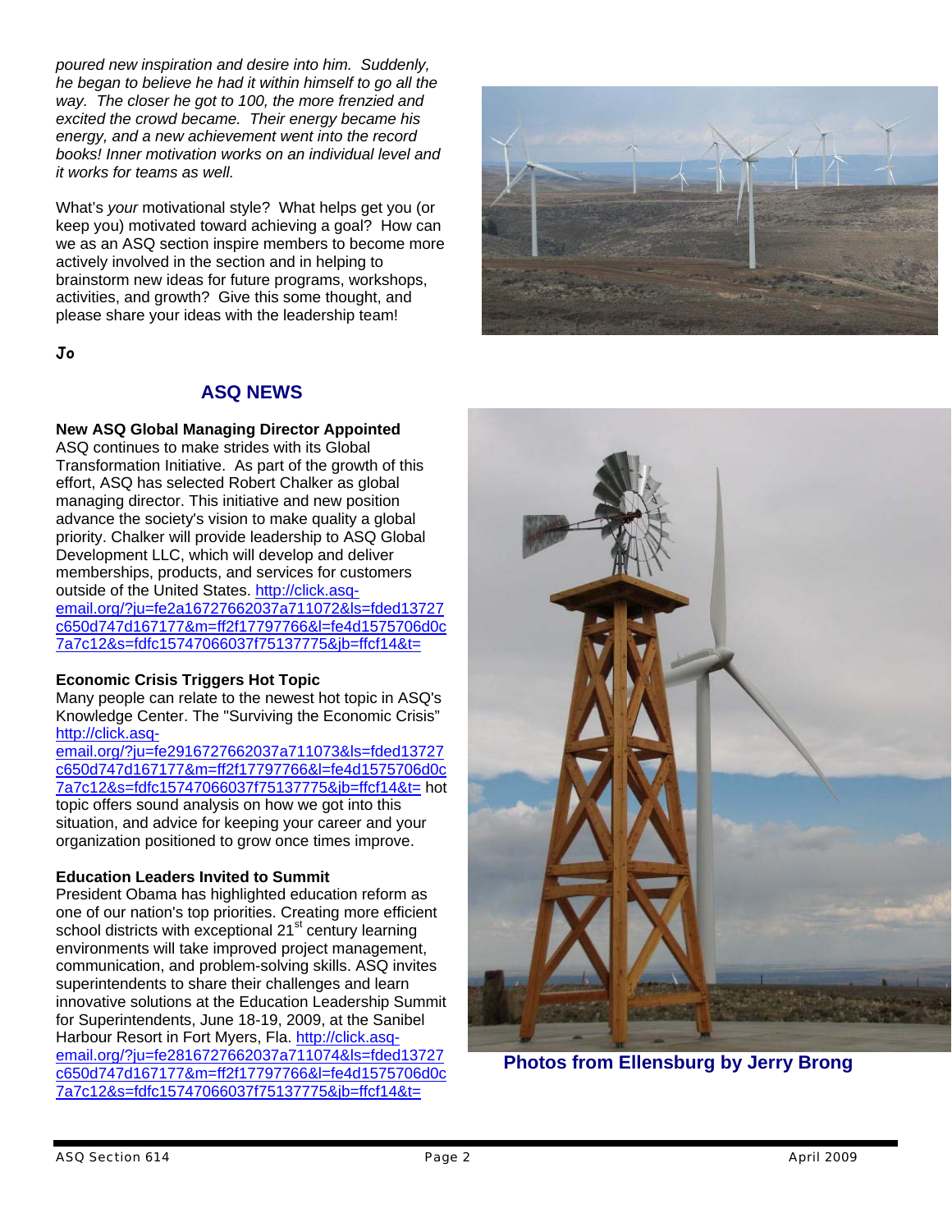*poured new inspiration and desire into him. Suddenly, he began to believe he had it within himself to go all the way. The closer he got to 100, the more frenzied and excited the crowd became. Their energy became his energy, and a new achievement went into the record books! Inner motivation works on an individual level and it works for teams as well.*

What's *your* motivational style? What helps get you (or keep you) motivated toward achieving a goal? How can we as an ASQ section inspire members to become more actively involved in the section and in helping to brainstorm new ideas for future programs, workshops, activities, and growth? Give this some thought, and please share your ideas with the leadership team!

***Jo***

## ASQ NEWS

**New ASQ Global Managing Director Appointed**
ASQ continues to make strides with its Global Transformation Initiative. As part of the growth of this effort, ASQ has selected Robert Chalker as global managing director. This initiative and new position advance the society's vision to make quality a global priority. Chalker will provide leadership to ASQ Global Development LLC, which will develop and deliver memberships, products, and services for customers outside of the United States. http://click.asq-email.org/?ju=fe2a16727662037a711072&ls=fded13727c650d747d167177&m=ff2f17797766&l=fe4d1575706d0c7a7c12&s=fdfc15747066037f75137775&jb=ffcf14&t=

**Economic Crisis Triggers Hot Topic**
Many people can relate to the newest hot topic in ASQ's Knowledge Center. The "Surviving the Economic Crisis" http://click.asq-email.org/?ju=fe2916727662037a711073&ls=fded13727c650d747d167177&m=ff2f17797766&l=fe4d1575706d0c7a7c12&s=fdfc15747066037f75137775&jb=ffcf14&t= hot topic offers sound analysis on how we got into this situation, and advice for keeping your career and your organization positioned to grow once times improve.

**Education Leaders Invited to Summit**
President Obama has highlighted education reform as one of our nation's top priorities. Creating more efficient school districts with exceptional 21st century learning environments will take improved project management, communication, and problem-solving skills. ASQ invites superintendents to share their challenges and learn innovative solutions at the Education Leadership Summit for Superintendents, June 18-19, 2009, at the Sanibel Harbour Resort in Fort Myers, Fla. http://click.asq-email.org/?ju=fe2816727662037a711074&ls=fded13727c650d747d167177&m=ff2f17797766&l=fe4d1575706d0c7a7c12&s=fdfc15747066037f75137775&jb=ffcf14&t=

**Photos from Ellensburg by Jerry Brong**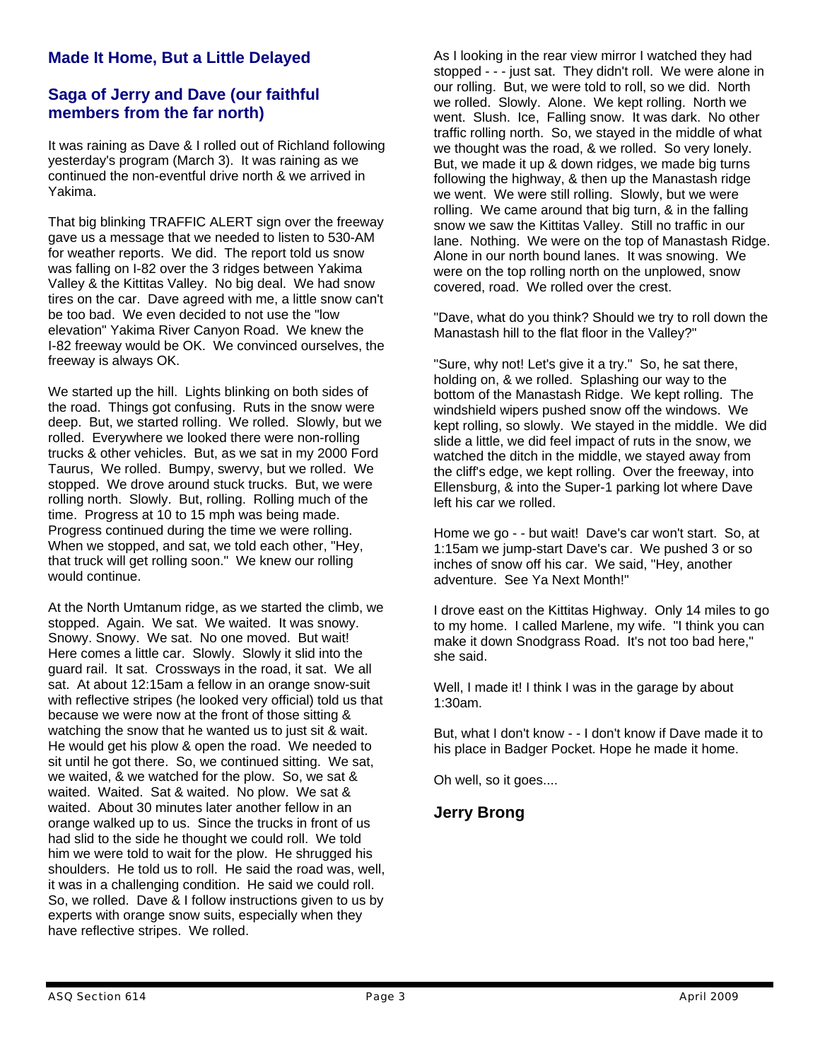## Made It Home, But a Little Delayed

### Saga of Jerry and Dave (our faithful members from the far north)

It was raining as Dave & I rolled out of Richland following yesterday's program (March 3). It was raining as we continued the non-eventful drive north & we arrived in Yakima.

That big blinking TRAFFIC ALERT sign over the freeway gave us a message that we needed to listen to 530-AM for weather reports. We did. The report told us snow was falling on I-82 over the 3 ridges between Yakima Valley & the Kittitas Valley. No big deal. We had snow tires on the car. Dave agreed with me, a little snow can't be too bad. We even decided to not use the "low elevation" Yakima River Canyon Road. We knew the I-82 freeway would be OK. We convinced ourselves, the freeway is always OK.

We started up the hill. Lights blinking on both sides of the road. Things got confusing. Ruts in the snow were deep. But, we started rolling. We rolled. Slowly, but we rolled. Everywhere we looked there were non-rolling trucks & other vehicles. But, as we sat in my 2000 Ford Taurus, We rolled. Bumpy, swervy, but we rolled. We stopped. We drove around stuck trucks. But, we were rolling north. Slowly. But, rolling. Rolling much of the time. Progress at 10 to 15 mph was being made. Progress continued during the time we were rolling. When we stopped, and sat, we told each other, "Hey, that truck will get rolling soon." We knew our rolling would continue.

At the North Umtanum ridge, as we started the climb, we stopped. Again. We sat. We waited. It was snowy. Snowy. Snowy. We sat. No one moved. But wait! Here comes a little car. Slowly. Slowly it slid into the guard rail. It sat. Crossways in the road, it sat. We all sat. At about 12:15am a fellow in an orange snow-suit with reflective stripes (he looked very official) told us that because we were now at the front of those sitting & watching the snow that he wanted us to just sit & wait. He would get his plow & open the road. We needed to sit until he got there. So, we continued sitting. We sat, we waited, & we watched for the plow. So, we sat & waited. Waited. Sat & waited. No plow. We sat & waited. About 30 minutes later another fellow in an orange walked up to us. Since the trucks in front of us had slid to the side he thought we could roll. We told him we were told to wait for the plow. He shrugged his shoulders. He told us to roll. He said the road was, well, it was in a challenging condition. He said we could roll. So, we rolled. Dave & I follow instructions given to us by experts with orange snow suits, especially when they have reflective stripes. We rolled.

As I looking in the rear view mirror I watched they had stopped - - - just sat. They didn't roll. We were alone in our rolling. But, we were told to roll, so we did. North we rolled. Slowly. Alone. We kept rolling. North we went. Slush. Ice, Falling snow. It was dark. No other traffic rolling north. So, we stayed in the middle of what we thought was the road, & we rolled. So very lonely. But, we made it up & down ridges, we made big turns following the highway, & then up the Manastash ridge we went. We were still rolling. Slowly, but we were rolling. We came around that big turn, & in the falling snow we saw the Kittitas Valley. Still no traffic in our lane. Nothing. We were on the top of Manastash Ridge. Alone in our north bound lanes. It was snowing. We were on the top rolling north on the unplowed, snow covered, road. We rolled over the crest.

"Dave, what do you think? Should we try to roll down the Manastash hill to the flat floor in the Valley?"

"Sure, why not! Let's give it a try." So, he sat there, holding on, & we rolled. Splashing our way to the bottom of the Manastash Ridge. We kept rolling. The windshield wipers pushed snow off the windows. We kept rolling, so slowly. We stayed in the middle. We did slide a little, we did feel impact of ruts in the snow, we watched the ditch in the middle, we stayed away from the cliff's edge, we kept rolling. Over the freeway, into Ellensburg, & into the Super-1 parking lot where Dave left his car we rolled.

Home we go - - but wait! Dave's car won't start. So, at 1:15am we jump-start Dave's car. We pushed 3 or so inches of snow off his car. We said, "Hey, another adventure. See Ya Next Month!"

I drove east on the Kittitas Highway. Only 14 miles to go to my home. I called Marlene, my wife. "I think you can make it down Snodgrass Road. It's not too bad here," she said.

Well, I made it! I think I was in the garage by about 1:30am.

But, what I don't know - - I don't know if Dave made it to his place in Badger Pocket. Hope he made it home.

Oh well, so it goes....

**Jerry Brong**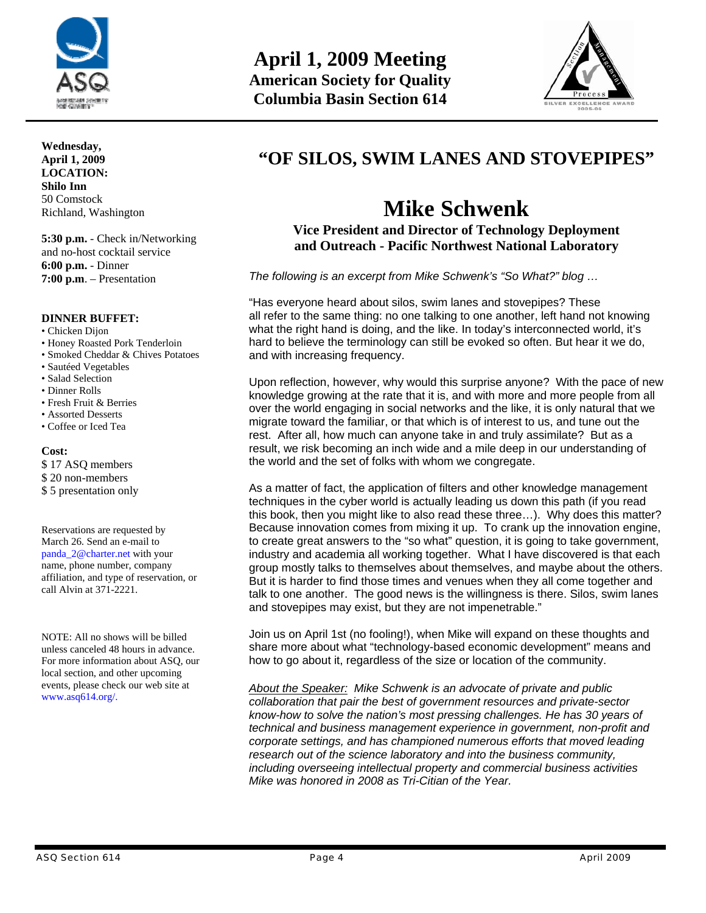# April 1, 2009 Meeting
## American Society for Quality
## Columbia Basin Section 614

**Wednesday, April 1, 2009**
**LOCATION:**
**Shilo Inn**
50 Comstock
Richland, Washington

**5:30 p.m.** - Check in/Networking and no-host cocktail service
**6:00 p.m.** - Dinner
**7:00 p.m**. – Presentation

**DINNER BUFFET:**

- Chicken Dijon
- Honey Roasted Pork Tenderloin
- Smoked Cheddar & Chives Potatoes
- Sautéed Vegetables
- Salad Selection
- Dinner Rolls
- Fresh Fruit & Berries
- Assorted Desserts
- Coffee or Iced Tea

**Cost:**
$ 17 ASQ members
$ 20 non-members
$ 5 presentation only

Reservations are requested by March 26. Send an e-mail to panda_2@charter.net with your name, phone number, company affiliation, and type of reservation, or call Alvin at 371-2221.

NOTE: All no shows will be billed unless canceled 48 hours in advance. For more information about ASQ, our local section, and other upcoming events, please check our web site at www.asq614.org/.

## "OF SILOS, SWIM LANES AND STOVEPIPES"

# Mike Schwenk

**Vice President and Director of Technology Deployment and Outreach - Pacific Northwest National Laboratory**

*The following is an excerpt from Mike Schwenk's "So What?" blog …*

"Has everyone heard about silos, swim lanes and stovepipes? These all refer to the same thing: no one talking to one another, left hand not knowing what the right hand is doing, and the like. In today's interconnected world, it's hard to believe the terminology can still be evoked so often. But hear it we do, and with increasing frequency.

Upon reflection, however, why would this surprise anyone? With the pace of new knowledge growing at the rate that it is, and with more and more people from all over the world engaging in social networks and the like, it is only natural that we migrate toward the familiar, or that which is of interest to us, and tune out the rest. After all, how much can anyone take in and truly assimilate? But as a result, we risk becoming an inch wide and a mile deep in our understanding of the world and the set of folks with whom we congregate.

As a matter of fact, the application of filters and other knowledge management techniques in the cyber world is actually leading us down this path (if you read this book, then you might like to also read these three…). Why does this matter? Because innovation comes from mixing it up. To crank up the innovation engine, to create great answers to the "so what" question, it is going to take government, industry and academia all working together. What I have discovered is that each group mostly talks to themselves about themselves, and maybe about the others. But it is harder to find those times and venues when they all come together and talk to one another. The good news is the willingness is there. Silos, swim lanes and stovepipes may exist, but they are not impenetrable."

Join us on April 1st (no fooling!), when Mike will expand on these thoughts and share more about what "technology-based economic development" means and how to go about it, regardless of the size or location of the community.

*About the Speaker: Mike Schwenk is an advocate of private and public collaboration that pair the best of government resources and private-sector know-how to solve the nation's most pressing challenges. He has 30 years of technical and business management experience in government, non-profit and corporate settings, and has championed numerous efforts that moved leading research out of the science laboratory and into the business community, including overseeing intellectual property and commercial business activities Mike was honored in 2008 as Tri-Citian of the Year.*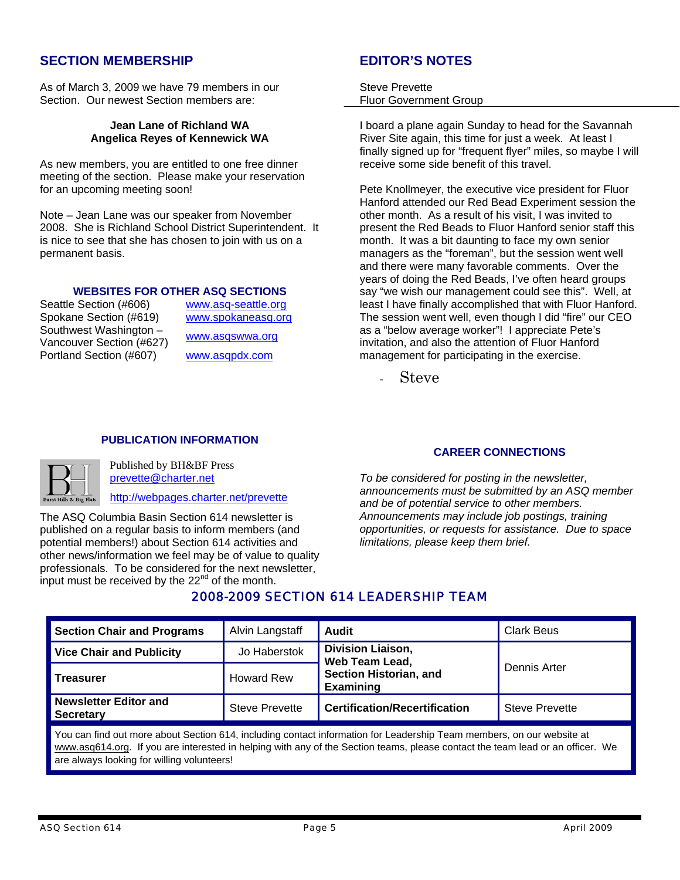## SECTION MEMBERSHIP

As of March 3, 2009 we have 79 members in our Section. Our newest Section members are:

**Jean Lane of Richland WA**
**Angelica Reyes of Kennewick WA**

As new members, you are entitled to one free dinner meeting of the section. Please make your reservation for an upcoming meeting soon!

Note – Jean Lane was our speaker from November 2008. She is Richland School District Superintendent. It is nice to see that she has chosen to join with us on a permanent basis.

### WEBSITES FOR OTHER ASQ SECTIONS

| | |
|---|---|
| Seattle Section (#606) | www.asq-seattle.org |
| Spokane Section (#619) | www.spokaneasq.org |
| Southwest Washington – Vancouver Section (#627) | www.asqswwa.org |
| Portland Section (#607) | www.asqpdx.com |

## EDITOR'S NOTES

Steve Prevette
Fluor Government Group

I board a plane again Sunday to head for the Savannah River Site again, this time for just a week. At least I finally signed up for "frequent flyer" miles, so maybe I will receive some side benefit of this travel.

Pete Knollmeyer, the executive vice president for Fluor Hanford attended our Red Bead Experiment session the other month. As a result of his visit, I was invited to present the Red Beads to Fluor Hanford senior staff this month. It was a bit daunting to face my own senior managers as the "foreman", but the session went well and there were many favorable comments. Over the years of doing the Red Beads, I've often heard groups say "we wish our management could see this". Well, at least I have finally accomplished that with Fluor Hanford. The session went well, even though I did "fire" our CEO as a "below average worker"! I appreciate Pete's invitation, and also the attention of Fluor Hanford management for participating in the exercise.

- Steve

### PUBLICATION INFORMATION

Published by BH&BF Press
prevette@charter.net
http://webpages.charter.net/prevette

The ASQ Columbia Basin Section 614 newsletter is published on a regular basis to inform members (and potential members!) about Section 614 activities and other news/information we feel may be of value to quality professionals. To be considered for the next newsletter, input must be received by the 22nd of the month.

### CAREER CONNECTIONS

*To be considered for posting in the newsletter, announcements must be submitted by an ASQ member and be of potential service to other members. Announcements may include job postings, training opportunities, or requests for assistance. Due to space limitations, please keep them brief.*

## 2008-2009 SECTION 614 LEADERSHIP TEAM

| | | | |
|---|---|---|---|
| **Section Chair and Programs** | Alvin Langstaff | **Audit** | Clark Beus |
| **Vice Chair and Publicity** | Jo Haberstok | **Division Liaison, Web Team Lead, Section Historian, and Examining** | Dennis Arter |
| **Treasurer** | Howard Rew | | |
| **Newsletter Editor and Secretary** | Steve Prevette | **Certification/Recertification** | Steve Prevette |

You can find out more about Section 614, including contact information for Leadership Team members, on our website at www.asq614.org. If you are interested in helping with any of the Section teams, please contact the team lead or an officer. We are always looking for willing volunteers!